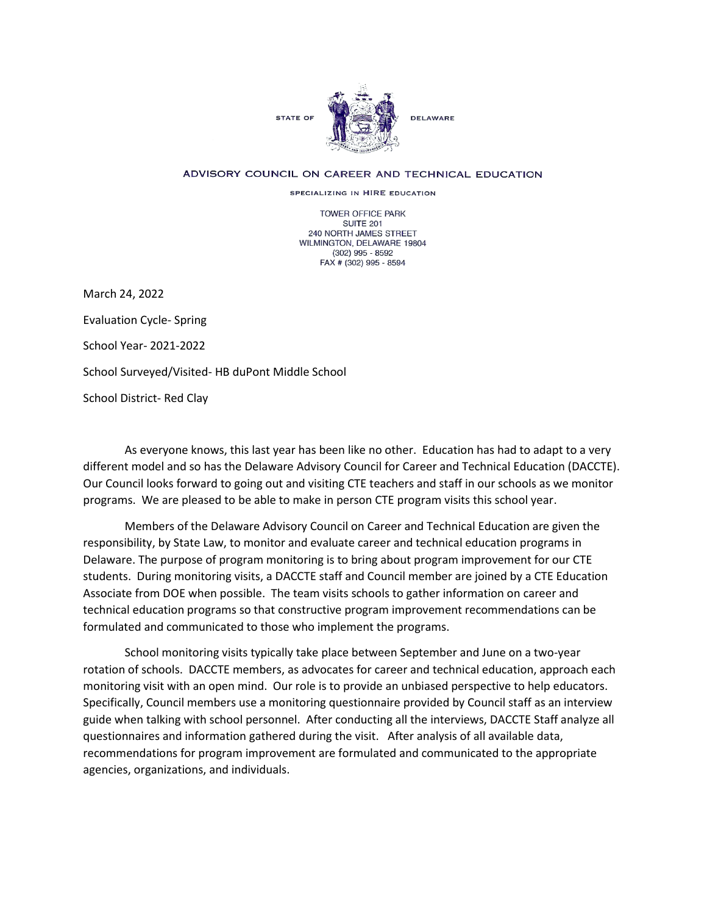STATE OF DELAWARE

ADVISORY COUNCIL ON CAREER AND TECHNICAL EDUCATION

SPECIALIZING IN HIRE EDUCATION

TOWER OFFICE PARK
SUITE 201
240 NORTH JAMES STREET
WILMINGTON, DELAWARE 19804
(302) 995 - 8592
FAX # (302) 995 - 8594

March 24, 2022

Evaluation Cycle- Spring

School Year- 2021-2022

School Surveyed/Visited- HB duPont Middle School

School District- Red Clay

As everyone knows, this last year has been like no other. Education has had to adapt to a very different model and so has the Delaware Advisory Council for Career and Technical Education (DACCTE). Our Council looks forward to going out and visiting CTE teachers and staff in our schools as we monitor programs. We are pleased to be able to make in person CTE program visits this school year.

Members of the Delaware Advisory Council on Career and Technical Education are given the responsibility, by State Law, to monitor and evaluate career and technical education programs in Delaware. The purpose of program monitoring is to bring about program improvement for our CTE students. During monitoring visits, a DACCTE staff and Council member are joined by a CTE Education Associate from DOE when possible. The team visits schools to gather information on career and technical education programs so that constructive program improvement recommendations can be formulated and communicated to those who implement the programs.

School monitoring visits typically take place between September and June on a two-year rotation of schools. DACCTE members, as advocates for career and technical education, approach each monitoring visit with an open mind. Our role is to provide an unbiased perspective to help educators. Specifically, Council members use a monitoring questionnaire provided by Council staff as an interview guide when talking with school personnel. After conducting all the interviews, DACCTE Staff analyze all questionnaires and information gathered during the visit. After analysis of all available data, recommendations for program improvement are formulated and communicated to the appropriate agencies, organizations, and individuals.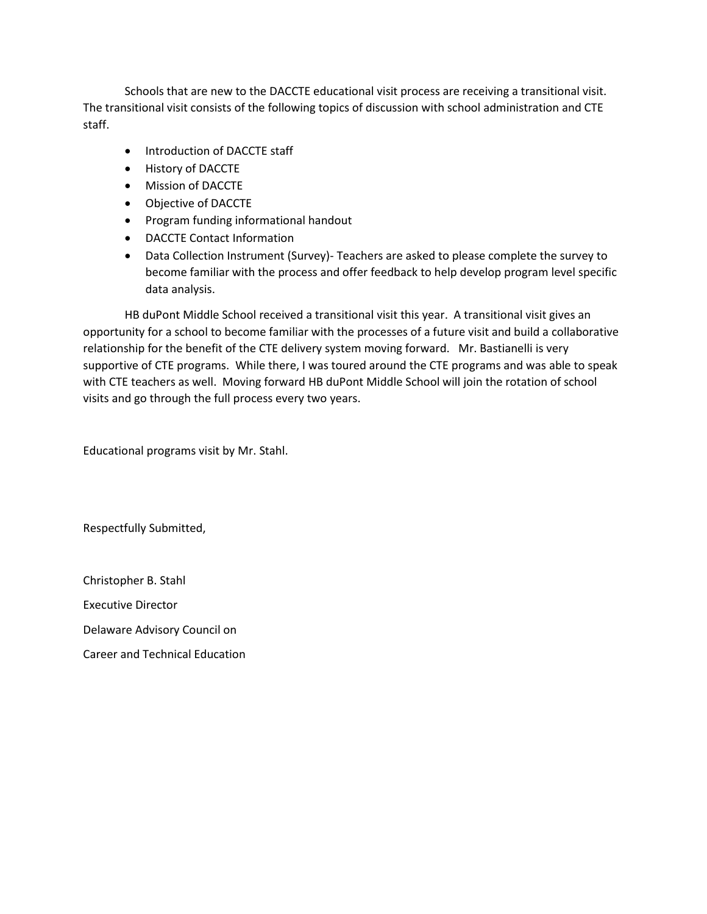Schools that are new to the DACCTE educational visit process are receiving a transitional visit. The transitional visit consists of the following topics of discussion with school administration and CTE staff.

- Introduction of DACCTE staff
- History of DACCTE
- Mission of DACCTE
- Objective of DACCTE
- Program funding informational handout
- DACCTE Contact Information
- Data Collection Instrument (Survey)- Teachers are asked to please complete the survey to become familiar with the process and offer feedback to help develop program level specific data analysis.

HB duPont Middle School received a transitional visit this year. A transitional visit gives an opportunity for a school to become familiar with the processes of a future visit and build a collaborative relationship for the benefit of the CTE delivery system moving forward. Mr. Bastianelli is very supportive of CTE programs. While there, I was toured around the CTE programs and was able to speak with CTE teachers as well. Moving forward HB duPont Middle School will join the rotation of school visits and go through the full process every two years.

Educational programs visit by Mr. Stahl.

Respectfully Submitted,

Christopher B. Stahl

Executive Director

Delaware Advisory Council on

Career and Technical Education